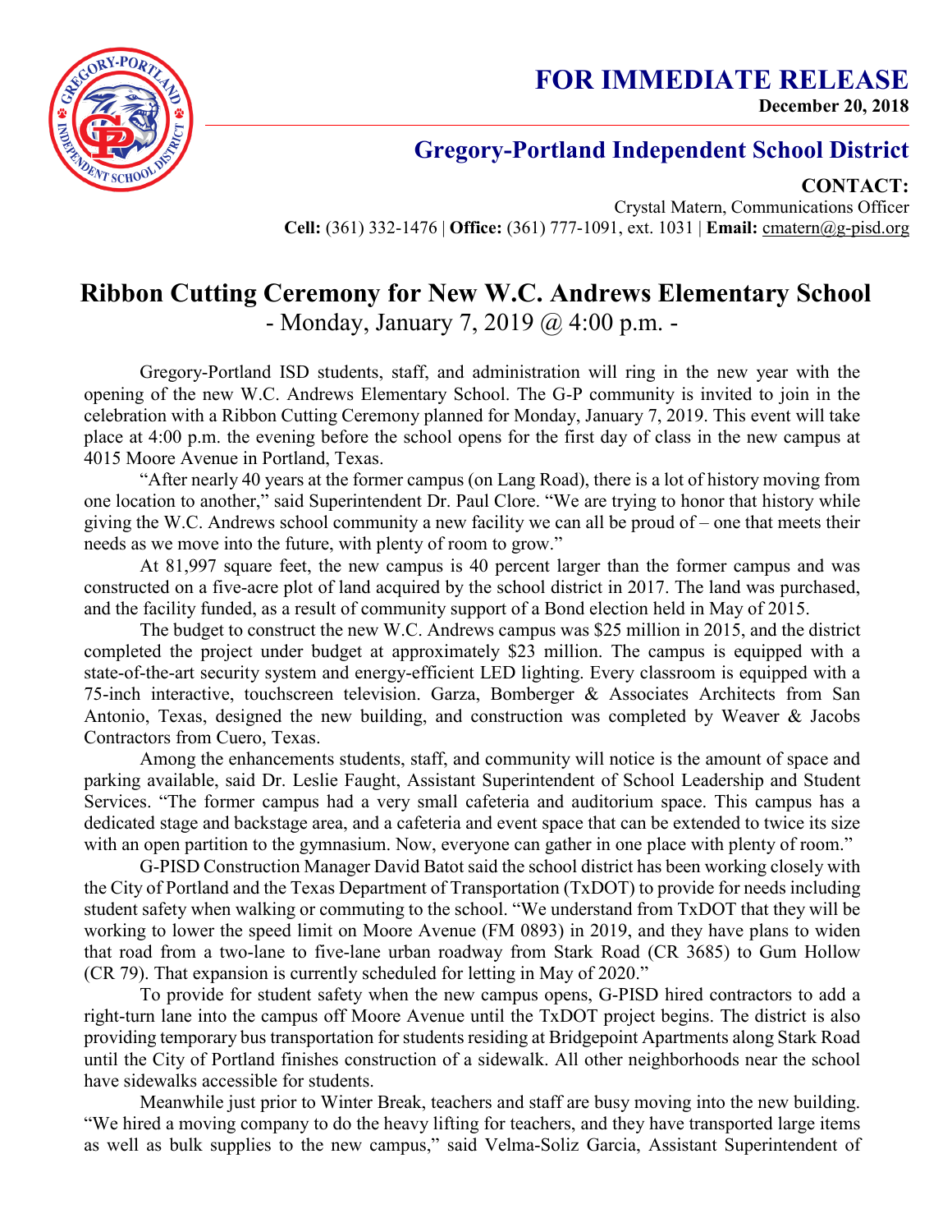# FOR IMMEDIATE RELEASE

**December 20, 2018**

## Gregory-Portland Independent School District

**CONTACT:**
Crystal Matern, Communications Officer
**Cell:** (361) 332-1476 | **Office:** (361) 777-1091, ext. 1031 | **Email:** cmatern@g-pisd.org

# Ribbon Cutting Ceremony for New W.C. Andrews Elementary School

- Monday, January 7, 2019 @ 4:00 p.m. -

Gregory-Portland ISD students, staff, and administration will ring in the new year with the opening of the new W.C. Andrews Elementary School. The G-P community is invited to join in the celebration with a Ribbon Cutting Ceremony planned for Monday, January 7, 2019. This event will take place at 4:00 p.m. the evening before the school opens for the first day of class in the new campus at 4015 Moore Avenue in Portland, Texas.

"After nearly 40 years at the former campus (on Lang Road), there is a lot of history moving from one location to another," said Superintendent Dr. Paul Clore. "We are trying to honor that history while giving the W.C. Andrews school community a new facility we can all be proud of – one that meets their needs as we move into the future, with plenty of room to grow."

At 81,997 square feet, the new campus is 40 percent larger than the former campus and was constructed on a five-acre plot of land acquired by the school district in 2017. The land was purchased, and the facility funded, as a result of community support of a Bond election held in May of 2015.

The budget to construct the new W.C. Andrews campus was $25 million in 2015, and the district completed the project under budget at approximately $23 million. The campus is equipped with a state-of-the-art security system and energy-efficient LED lighting. Every classroom is equipped with a 75-inch interactive, touchscreen television. Garza, Bomberger & Associates Architects from San Antonio, Texas, designed the new building, and construction was completed by Weaver & Jacobs Contractors from Cuero, Texas.

Among the enhancements students, staff, and community will notice is the amount of space and parking available, said Dr. Leslie Faught, Assistant Superintendent of School Leadership and Student Services. "The former campus had a very small cafeteria and auditorium space. This campus has a dedicated stage and backstage area, and a cafeteria and event space that can be extended to twice its size with an open partition to the gymnasium. Now, everyone can gather in one place with plenty of room."

G-PISD Construction Manager David Batot said the school district has been working closely with the City of Portland and the Texas Department of Transportation (TxDOT) to provide for needs including student safety when walking or commuting to the school. "We understand from TxDOT that they will be working to lower the speed limit on Moore Avenue (FM 0893) in 2019, and they have plans to widen that road from a two-lane to five-lane urban roadway from Stark Road (CR 3685) to Gum Hollow (CR 79). That expansion is currently scheduled for letting in May of 2020."

To provide for student safety when the new campus opens, G-PISD hired contractors to add a right-turn lane into the campus off Moore Avenue until the TxDOT project begins. The district is also providing temporary bus transportation for students residing at Bridgepoint Apartments along Stark Road until the City of Portland finishes construction of a sidewalk. All other neighborhoods near the school have sidewalks accessible for students.

Meanwhile just prior to Winter Break, teachers and staff are busy moving into the new building. "We hired a moving company to do the heavy lifting for teachers, and they have transported large items as well as bulk supplies to the new campus," said Velma-Soliz Garcia, Assistant Superintendent of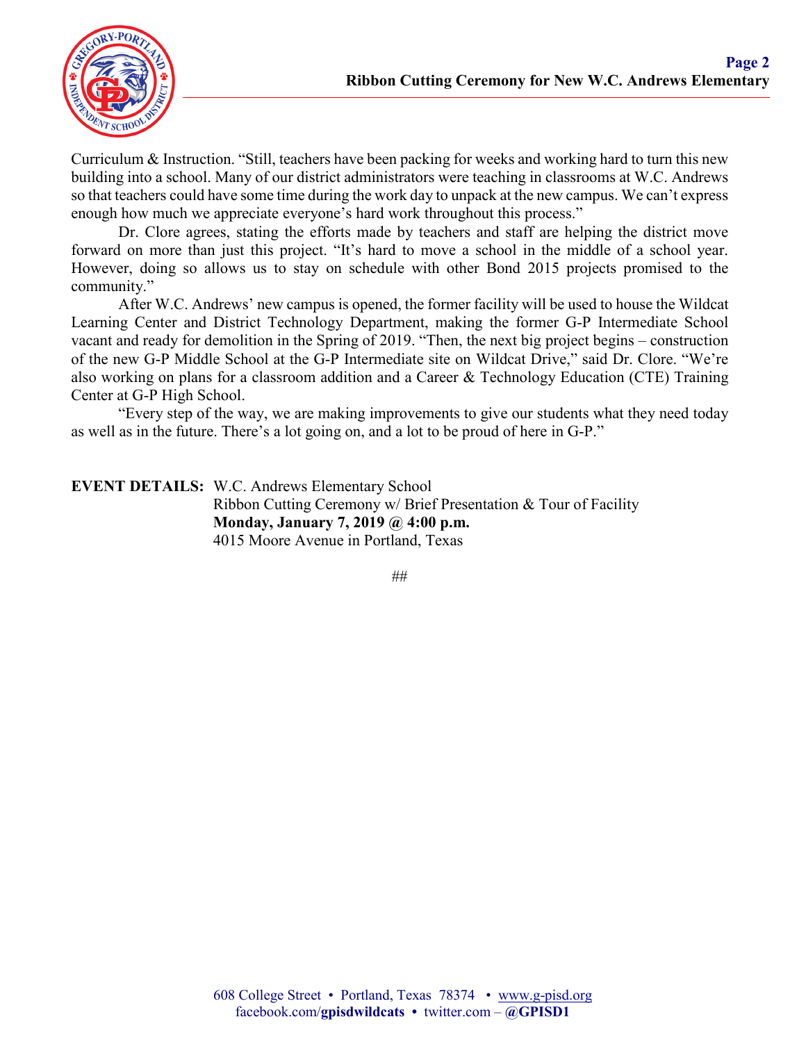Curriculum & Instruction. "Still, teachers have been packing for weeks and working hard to turn this new building into a school. Many of our district administrators were teaching in classrooms at W.C. Andrews so that teachers could have some time during the work day to unpack at the new campus. We can't express enough how much we appreciate everyone's hard work throughout this process."

Dr. Clore agrees, stating the efforts made by teachers and staff are helping the district move forward on more than just this project. "It's hard to move a school in the middle of a school year. However, doing so allows us to stay on schedule with other Bond 2015 projects promised to the community."

After W.C. Andrews' new campus is opened, the former facility will be used to house the Wildcat Learning Center and District Technology Department, making the former G-P Intermediate School vacant and ready for demolition in the Spring of 2019. "Then, the next big project begins – construction of the new G-P Middle School at the G-P Intermediate site on Wildcat Drive," said Dr. Clore. "We're also working on plans for a classroom addition and a Career & Technology Education (CTE) Training Center at G-P High School.

"Every step of the way, we are making improvements to give our students what they need today as well as in the future. There's a lot going on, and a lot to be proud of here in G-P."

**EVENT DETAILS:** W.C. Andrews Elementary School
Ribbon Cutting Ceremony w/ Brief Presentation & Tour of Facility
**Monday, January 7, 2019 @ 4:00 p.m.**
4015 Moore Avenue in Portland, Texas

##

608 College Street • Portland, Texas 78374 • www.g-pisd.org
facebook.com/**gpisdwildcats** • twitter.com – **@GPISD1**